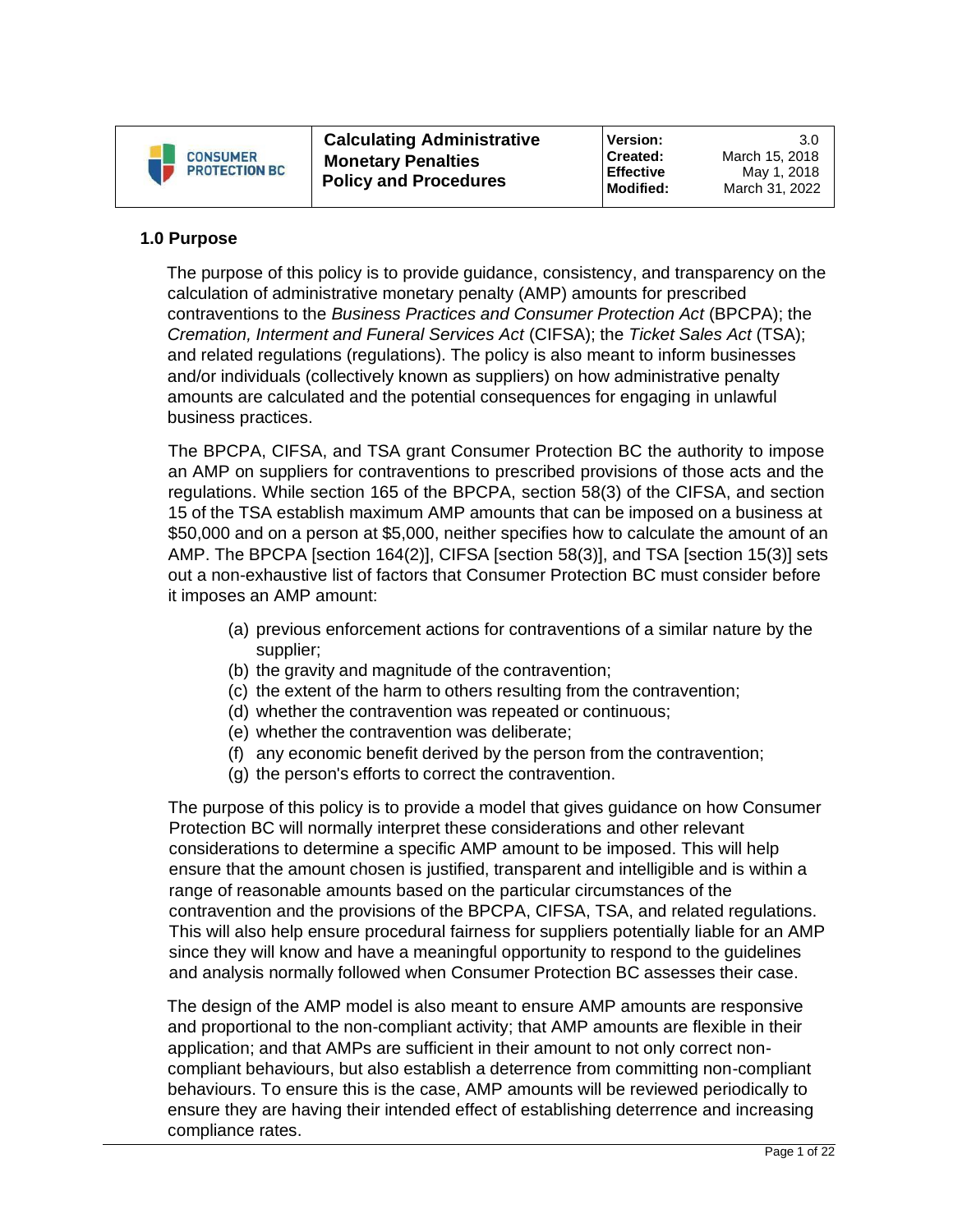| CONSUMER PROTECTION BC | Calculating Administrative Monetary Penalties Policy and Procedures | Version: | 3.0 |
|---|---|---|---|
| | | Created: | March 15, 2018 |
| | | Effective | May 1, 2018 |
| | | Modified: | March 31, 2022 |

## 1.0 Purpose

The purpose of this policy is to provide guidance, consistency, and transparency on the calculation of administrative monetary penalty (AMP) amounts for prescribed contraventions to the *Business Practices and Consumer Protection Act* (BPCPA); the *Cremation, Interment and Funeral Services Act* (CIFSA); the *Ticket Sales Act* (TSA); and related regulations (regulations). The policy is also meant to inform businesses and/or individuals (collectively known as suppliers) on how administrative penalty amounts are calculated and the potential consequences for engaging in unlawful business practices.

The BPCPA, CIFSA, and TSA grant Consumer Protection BC the authority to impose an AMP on suppliers for contraventions to prescribed provisions of those acts and the regulations. While section 165 of the BPCPA, section 58(3) of the CIFSA, and section 15 of the TSA establish maximum AMP amounts that can be imposed on a business at $50,000 and on a person at $5,000, neither specifies how to calculate the amount of an AMP. The BPCPA [section 164(2)], CIFSA [section 58(3)], and TSA [section 15(3)] sets out a non-exhaustive list of factors that Consumer Protection BC must consider before it imposes an AMP amount:

(a) previous enforcement actions for contraventions of a similar nature by the supplier;
(b) the gravity and magnitude of the contravention;
(c) the extent of the harm to others resulting from the contravention;
(d) whether the contravention was repeated or continuous;
(e) whether the contravention was deliberate;
(f) any economic benefit derived by the person from the contravention;
(g) the person's efforts to correct the contravention.

The purpose of this policy is to provide a model that gives guidance on how Consumer Protection BC will normally interpret these considerations and other relevant considerations to determine a specific AMP amount to be imposed. This will help ensure that the amount chosen is justified, transparent and intelligible and is within a range of reasonable amounts based on the particular circumstances of the contravention and the provisions of the BPCPA, CIFSA, TSA, and related regulations. This will also help ensure procedural fairness for suppliers potentially liable for an AMP since they will know and have a meaningful opportunity to respond to the guidelines and analysis normally followed when Consumer Protection BC assesses their case.

The design of the AMP model is also meant to ensure AMP amounts are responsive and proportional to the non-compliant activity; that AMP amounts are flexible in their application; and that AMPs are sufficient in their amount to not only correct non-compliant behaviours, but also establish a deterrence from committing non-compliant behaviours. To ensure this is the case, AMP amounts will be reviewed periodically to ensure they are having their intended effect of establishing deterrence and increasing compliance rates.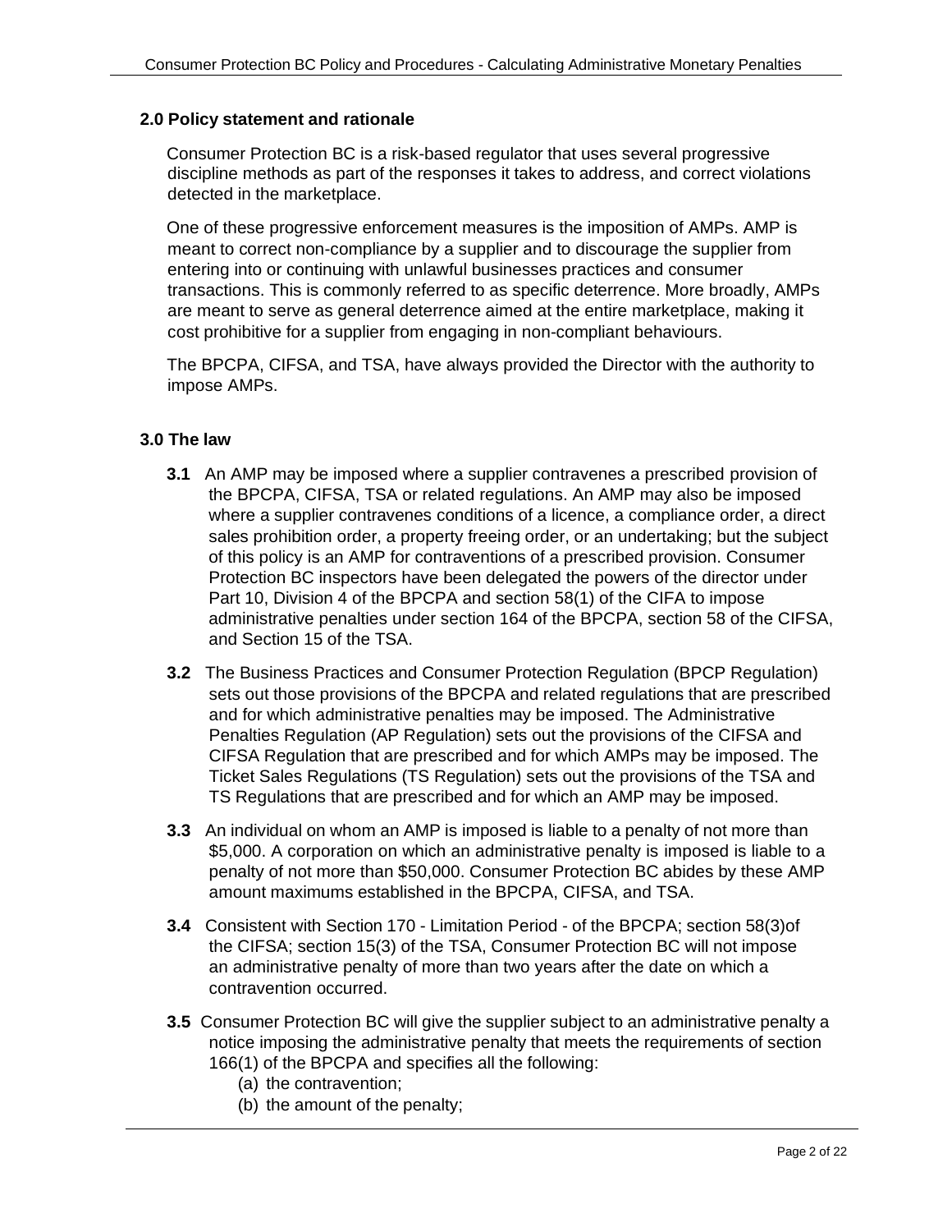## 2.0 Policy statement and rationale

Consumer Protection BC is a risk-based regulator that uses several progressive discipline methods as part of the responses it takes to address, and correct violations detected in the marketplace.

One of these progressive enforcement measures is the imposition of AMPs. AMP is meant to correct non-compliance by a supplier and to discourage the supplier from entering into or continuing with unlawful businesses practices and consumer transactions. This is commonly referred to as specific deterrence. More broadly, AMPs are meant to serve as general deterrence aimed at the entire marketplace, making it cost prohibitive for a supplier from engaging in non-compliant behaviours.

The BPCPA, CIFSA, and TSA, have always provided the Director with the authority to impose AMPs.

## 3.0 The law

**3.1** An AMP may be imposed where a supplier contravenes a prescribed provision of the BPCPA, CIFSA, TSA or related regulations. An AMP may also be imposed where a supplier contravenes conditions of a licence, a compliance order, a direct sales prohibition order, a property freeing order, or an undertaking; but the subject of this policy is an AMP for contraventions of a prescribed provision. Consumer Protection BC inspectors have been delegated the powers of the director under Part 10, Division 4 of the BPCPA and section 58(1) of the CIFA to impose administrative penalties under section 164 of the BPCPA, section 58 of the CIFSA, and Section 15 of the TSA.

**3.2** The Business Practices and Consumer Protection Regulation (BPCP Regulation) sets out those provisions of the BPCPA and related regulations that are prescribed and for which administrative penalties may be imposed. The Administrative Penalties Regulation (AP Regulation) sets out the provisions of the CIFSA and CIFSA Regulation that are prescribed and for which AMPs may be imposed. The Ticket Sales Regulations (TS Regulation) sets out the provisions of the TSA and TS Regulations that are prescribed and for which an AMP may be imposed.

**3.3** An individual on whom an AMP is imposed is liable to a penalty of not more than $5,000. A corporation on which an administrative penalty is imposed is liable to a penalty of not more than $50,000. Consumer Protection BC abides by these AMP amount maximums established in the BPCPA, CIFSA, and TSA.

**3.4** Consistent with Section 170 - Limitation Period - of the BPCPA; section 58(3)of the CIFSA; section 15(3) of the TSA, Consumer Protection BC will not impose an administrative penalty of more than two years after the date on which a contravention occurred.

**3.5** Consumer Protection BC will give the supplier subject to an administrative penalty a notice imposing the administrative penalty that meets the requirements of section 166(1) of the BPCPA and specifies all the following:

(a) the contravention;
(b) the amount of the penalty;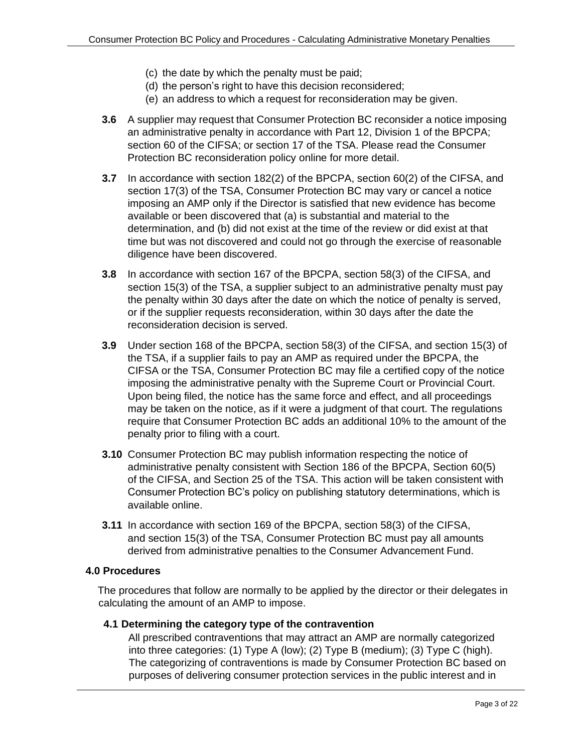(c) the date by which the penalty must be paid;
(d) the person's right to have this decision reconsidered;
(e) an address to which a request for reconsideration may be given.

**3.6** A supplier may request that Consumer Protection BC reconsider a notice imposing an administrative penalty in accordance with Part 12, Division 1 of the BPCPA; section 60 of the CIFSA; or section 17 of the TSA. Please read the Consumer Protection BC reconsideration policy online for more detail.

**3.7** In accordance with section 182(2) of the BPCPA, section 60(2) of the CIFSA, and section 17(3) of the TSA, Consumer Protection BC may vary or cancel a notice imposing an AMP only if the Director is satisfied that new evidence has become available or been discovered that (a) is substantial and material to the determination, and (b) did not exist at the time of the review or did exist at that time but was not discovered and could not go through the exercise of reasonable diligence have been discovered.

**3.8** In accordance with section 167 of the BPCPA, section 58(3) of the CIFSA, and section 15(3) of the TSA, a supplier subject to an administrative penalty must pay the penalty within 30 days after the date on which the notice of penalty is served, or if the supplier requests reconsideration, within 30 days after the date the reconsideration decision is served.

**3.9** Under section 168 of the BPCPA, section 58(3) of the CIFSA, and section 15(3) of the TSA, if a supplier fails to pay an AMP as required under the BPCPA, the CIFSA or the TSA, Consumer Protection BC may file a certified copy of the notice imposing the administrative penalty with the Supreme Court or Provincial Court. Upon being filed, the notice has the same force and effect, and all proceedings may be taken on the notice, as if it were a judgment of that court. The regulations require that Consumer Protection BC adds an additional 10% to the amount of the penalty prior to filing with a court.

**3.10** Consumer Protection BC may publish information respecting the notice of administrative penalty consistent with Section 186 of the BPCPA, Section 60(5) of the CIFSA, and Section 25 of the TSA. This action will be taken consistent with Consumer Protection BC's policy on publishing statutory determinations, which is available online.

**3.11** In accordance with section 169 of the BPCPA, section 58(3) of the CIFSA, and section 15(3) of the TSA, Consumer Protection BC must pay all amounts derived from administrative penalties to the Consumer Advancement Fund.

## 4.0 Procedures

The procedures that follow are normally to be applied by the director or their delegates in calculating the amount of an AMP to impose.

### 4.1 Determining the category type of the contravention

All prescribed contraventions that may attract an AMP are normally categorized into three categories: (1) Type A (low); (2) Type B (medium); (3) Type C (high). The categorizing of contraventions is made by Consumer Protection BC based on purposes of delivering consumer protection services in the public interest and in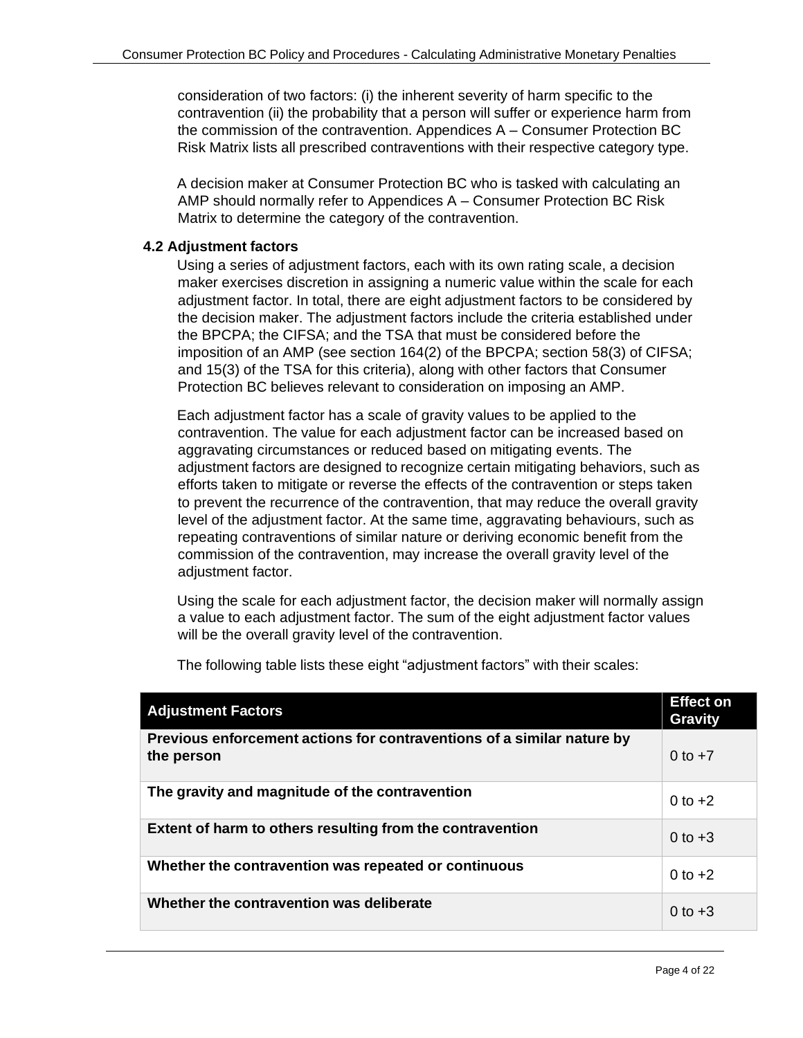consideration of two factors: (i) the inherent severity of harm specific to the contravention (ii) the probability that a person will suffer or experience harm from the commission of the contravention. Appendices A – Consumer Protection BC Risk Matrix lists all prescribed contraventions with their respective category type.

A decision maker at Consumer Protection BC who is tasked with calculating an AMP should normally refer to Appendices A – Consumer Protection BC Risk Matrix to determine the category of the contravention.

### 4.2 Adjustment factors

Using a series of adjustment factors, each with its own rating scale, a decision maker exercises discretion in assigning a numeric value within the scale for each adjustment factor. In total, there are eight adjustment factors to be considered by the decision maker. The adjustment factors include the criteria established under the BPCPA; the CIFSA; and the TSA that must be considered before the imposition of an AMP (see section 164(2) of the BPCPA; section 58(3) of CIFSA; and 15(3) of the TSA for this criteria), along with other factors that Consumer Protection BC believes relevant to consideration on imposing an AMP.

Each adjustment factor has a scale of gravity values to be applied to the contravention. The value for each adjustment factor can be increased based on aggravating circumstances or reduced based on mitigating events. The adjustment factors are designed to recognize certain mitigating behaviors, such as efforts taken to mitigate or reverse the effects of the contravention or steps taken to prevent the recurrence of the contravention, that may reduce the overall gravity level of the adjustment factor. At the same time, aggravating behaviours, such as repeating contraventions of similar nature or deriving economic benefit from the commission of the contravention, may increase the overall gravity level of the adjustment factor.

Using the scale for each adjustment factor, the decision maker will normally assign a value to each adjustment factor. The sum of the eight adjustment factor values will be the overall gravity level of the contravention.

The following table lists these eight "adjustment factors" with their scales:

| Adjustment Factors | Effect on Gravity |
|---|---|
| **Previous enforcement actions for contraventions of a similar nature by the person** | 0 to +7 |
| **The gravity and magnitude of the contravention** | 0 to +2 |
| **Extent of harm to others resulting from the contravention** | 0 to +3 |
| **Whether the contravention was repeated or continuous** | 0 to +2 |
| **Whether the contravention was deliberate** | 0 to +3 |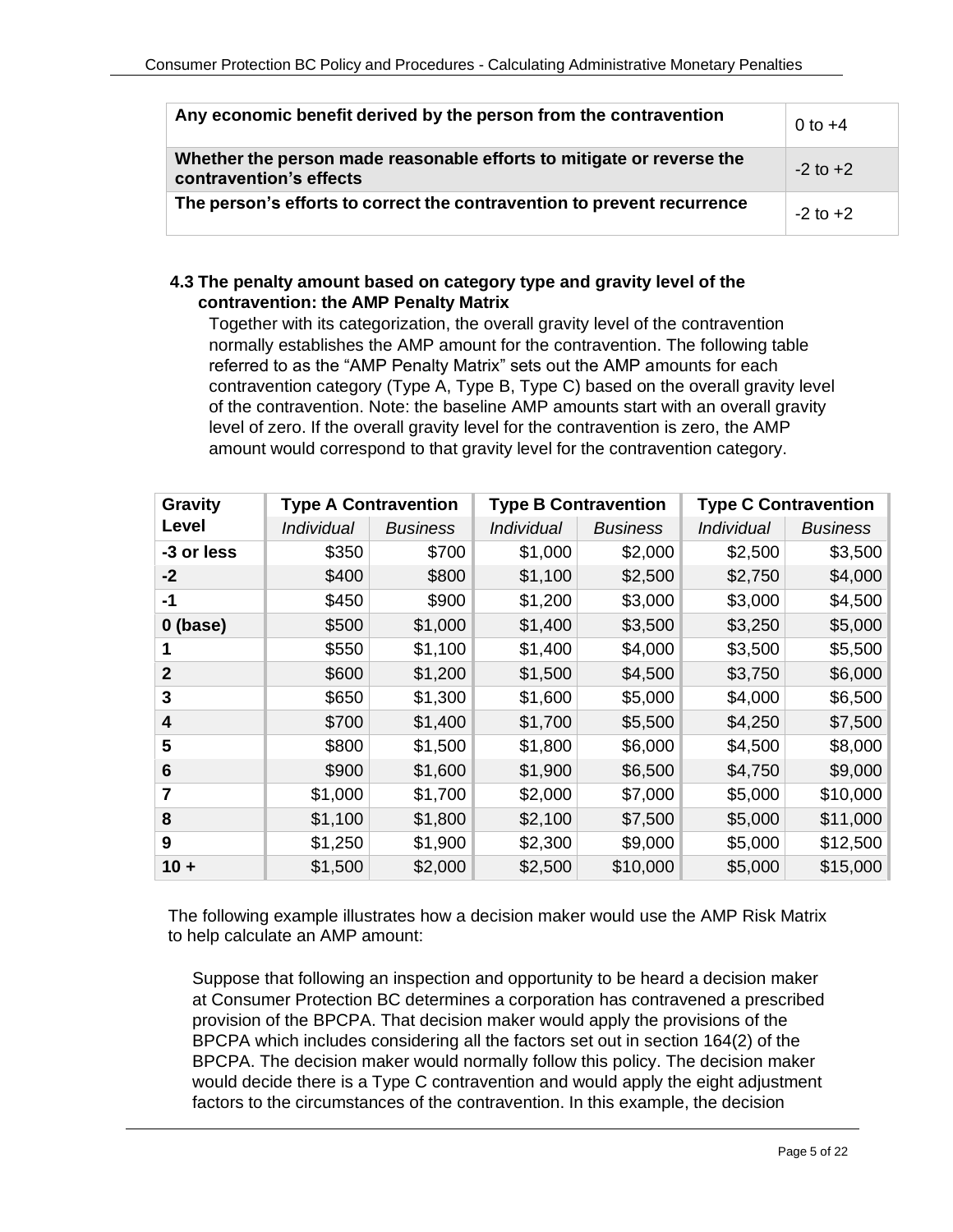| Any economic benefit derived by the person from the contravention | 0 to +4 |
|---|---|
| Whether the person made reasonable efforts to mitigate or reverse the contravention's effects | -2 to +2 |
| The person's efforts to correct the contravention to prevent recurrence | -2 to +2 |

### 4.3 The penalty amount based on category type and gravity level of the contravention: the AMP Penalty Matrix

Together with its categorization, the overall gravity level of the contravention normally establishes the AMP amount for the contravention. The following table referred to as the "AMP Penalty Matrix" sets out the AMP amounts for each contravention category (Type A, Type B, Type C) based on the overall gravity level of the contravention. Note: the baseline AMP amounts start with an overall gravity level of zero. If the overall gravity level for the contravention is zero, the AMP amount would correspond to that gravity level for the contravention category.

| Gravity Level | Type A Contravention | | Type B Contravention | | Type C Contravention | |
|---|---|---|---|---|---|---|
| | *Individual* | *Business* | *Individual* | *Business* | *Individual* | *Business* |
| **-3 or less** | $350 | $700 | $1,000 | $2,000 | $2,500 | $3,500 |
| **-2** | $400 | $800 | $1,100 | $2,500 | $2,750 | $4,000 |
| **-1** | $450 | $900 | $1,200 | $3,000 | $3,000 | $4,500 |
| **0 (base)** | $500 | $1,000 | $1,400 | $3,500 | $3,250 | $5,000 |
| **1** | $550 | $1,100 | $1,400 | $4,000 | $3,500 | $5,500 |
| **2** | $600 | $1,200 | $1,500 | $4,500 | $3,750 | $6,000 |
| **3** | $650 | $1,300 | $1,600 | $5,000 | $4,000 | $6,500 |
| **4** | $700 | $1,400 | $1,700 | $5,500 | $4,250 | $7,500 |
| **5** | $800 | $1,500 | $1,800 | $6,000 | $4,500 | $8,000 |
| **6** | $900 | $1,600 | $1,900 | $6,500 | $4,750 | $9,000 |
| **7** | $1,000 | $1,700 | $2,000 | $7,000 | $5,000 | $10,000 |
| **8** | $1,100 | $1,800 | $2,100 | $7,500 | $5,000 | $11,000 |
| **9** | $1,250 | $1,900 | $2,300 | $9,000 | $5,000 | $12,500 |
| **10 +** | $1,500 | $2,000 | $2,500 | $10,000 | $5,000 | $15,000 |

The following example illustrates how a decision maker would use the AMP Risk Matrix to help calculate an AMP amount:

Suppose that following an inspection and opportunity to be heard a decision maker at Consumer Protection BC determines a corporation has contravened a prescribed provision of the BPCPA. That decision maker would apply the provisions of the BPCPA which includes considering all the factors set out in section 164(2) of the BPCPA. The decision maker would normally follow this policy. The decision maker would decide there is a Type C contravention and would apply the eight adjustment factors to the circumstances of the contravention. In this example, the decision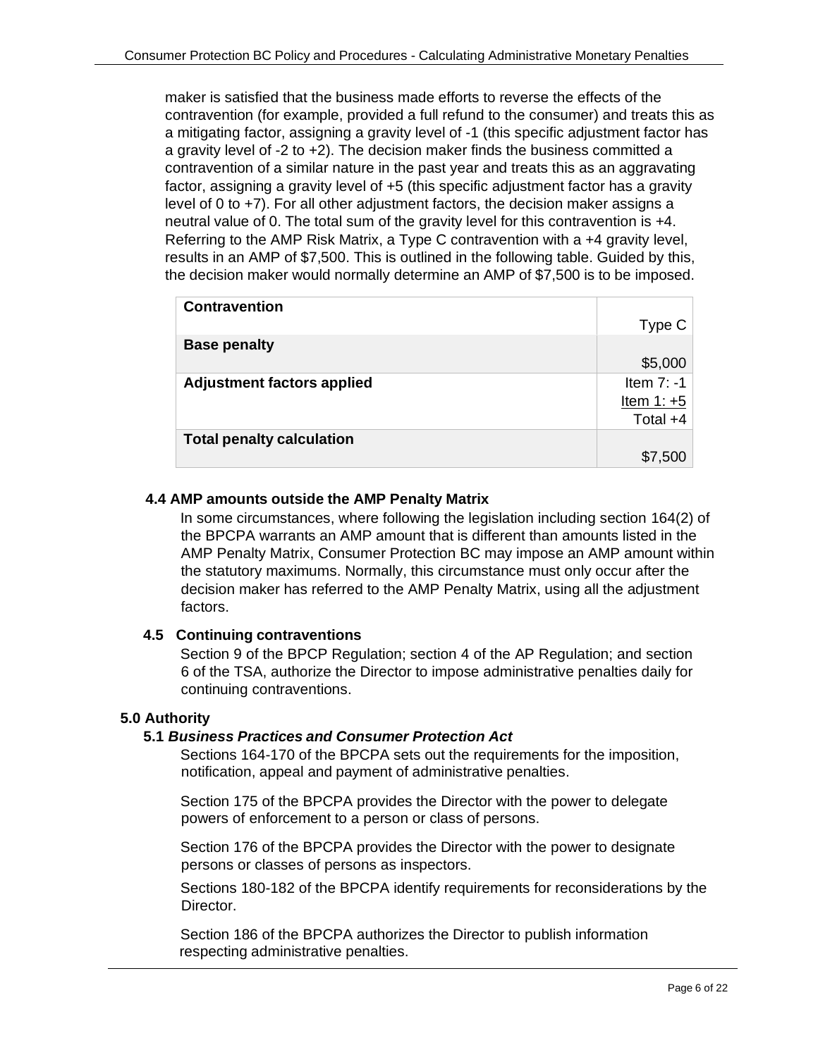maker is satisfied that the business made efforts to reverse the effects of the contravention (for example, provided a full refund to the consumer) and treats this as a mitigating factor, assigning a gravity level of -1 (this specific adjustment factor has a gravity level of -2 to +2). The decision maker finds the business committed a contravention of a similar nature in the past year and treats this as an aggravating factor, assigning a gravity level of +5 (this specific adjustment factor has a gravity level of 0 to +7). For all other adjustment factors, the decision maker assigns a neutral value of 0. The total sum of the gravity level for this contravention is +4. Referring to the AMP Risk Matrix, a Type C contravention with a +4 gravity level, results in an AMP of $7,500. This is outlined in the following table. Guided by this, the decision maker would normally determine an AMP of $7,500 is to be imposed.

| | |
|---|---|
| **Contravention** | Type C |
| **Base penalty** | $5,000 |
| **Adjustment factors applied** | Item 7: -1<br>Item 1: +5<br>Total +4 |
| **Total penalty calculation** | $7,500 |

### 4.4 AMP amounts outside the AMP Penalty Matrix

In some circumstances, where following the legislation including section 164(2) of the BPCPA warrants an AMP amount that is different than amounts listed in the AMP Penalty Matrix, Consumer Protection BC may impose an AMP amount within the statutory maximums. Normally, this circumstance must only occur after the decision maker has referred to the AMP Penalty Matrix, using all the adjustment factors.

### 4.5 Continuing contraventions

Section 9 of the BPCP Regulation; section 4 of the AP Regulation; and section 6 of the TSA, authorize the Director to impose administrative penalties daily for continuing contraventions.

## 5.0 Authority

### 5.1 *Business Practices and Consumer Protection Act*

Sections 164-170 of the BPCPA sets out the requirements for the imposition, notification, appeal and payment of administrative penalties.

Section 175 of the BPCPA provides the Director with the power to delegate powers of enforcement to a person or class of persons.

Section 176 of the BPCPA provides the Director with the power to designate persons or classes of persons as inspectors.

Sections 180-182 of the BPCPA identify requirements for reconsiderations by the Director.

Section 186 of the BPCPA authorizes the Director to publish information respecting administrative penalties.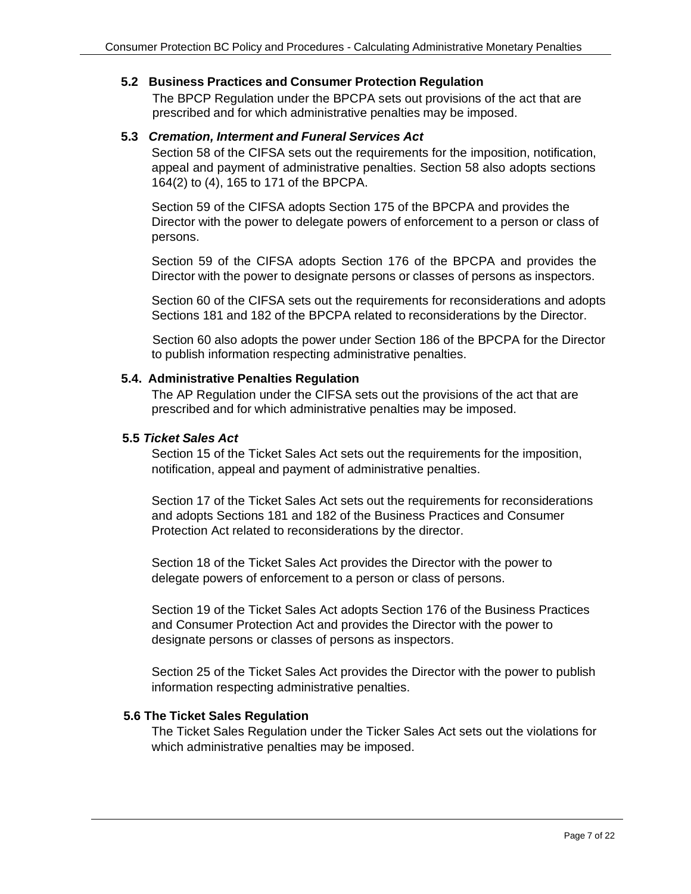### 5.2 Business Practices and Consumer Protection Regulation

The BPCP Regulation under the BPCPA sets out provisions of the act that are prescribed and for which administrative penalties may be imposed.

### 5.3 *Cremation, Interment and Funeral Services Act*

Section 58 of the CIFSA sets out the requirements for the imposition, notification, appeal and payment of administrative penalties. Section 58 also adopts sections 164(2) to (4), 165 to 171 of the BPCPA.

Section 59 of the CIFSA adopts Section 175 of the BPCPA and provides the Director with the power to delegate powers of enforcement to a person or class of persons.

Section 59 of the CIFSA adopts Section 176 of the BPCPA and provides the Director with the power to designate persons or classes of persons as inspectors.

Section 60 of the CIFSA sets out the requirements for reconsiderations and adopts Sections 181 and 182 of the BPCPA related to reconsiderations by the Director.

Section 60 also adopts the power under Section 186 of the BPCPA for the Director to publish information respecting administrative penalties.

### 5.4. Administrative Penalties Regulation

The AP Regulation under the CIFSA sets out the provisions of the act that are prescribed and for which administrative penalties may be imposed.

### 5.5 *Ticket Sales Act*

Section 15 of the Ticket Sales Act sets out the requirements for the imposition, notification, appeal and payment of administrative penalties.

Section 17 of the Ticket Sales Act sets out the requirements for reconsiderations and adopts Sections 181 and 182 of the Business Practices and Consumer Protection Act related to reconsiderations by the director.

Section 18 of the Ticket Sales Act provides the Director with the power to delegate powers of enforcement to a person or class of persons.

Section 19 of the Ticket Sales Act adopts Section 176 of the Business Practices and Consumer Protection Act and provides the Director with the power to designate persons or classes of persons as inspectors.

Section 25 of the Ticket Sales Act provides the Director with the power to publish information respecting administrative penalties.

### 5.6 The Ticket Sales Regulation

The Ticket Sales Regulation under the Ticker Sales Act sets out the violations for which administrative penalties may be imposed.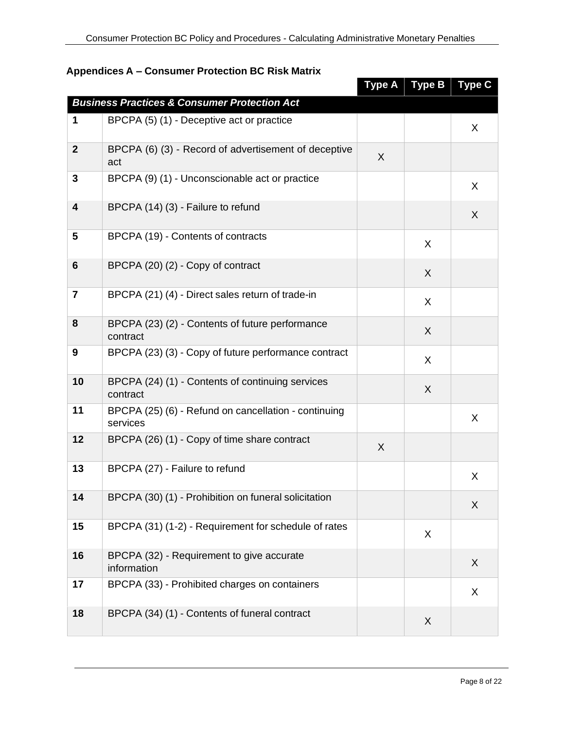### Appendices A – Consumer Protection BC Risk Matrix

| | | Type A | Type B | Type C |
|---|---|---|---|---|
| ***Business Practices & Consumer Protection Act*** | | | | |
| **1** | BPCPA (5) (1) - Deceptive act or practice | | | X |
| **2** | BPCPA (6) (3) - Record of advertisement of deceptive act | X | | |
| **3** | BPCPA (9) (1) - Unconscionable act or practice | | | X |
| **4** | BPCPA (14) (3) - Failure to refund | | | X |
| **5** | BPCPA (19) - Contents of contracts | | X | |
| **6** | BPCPA (20) (2) - Copy of contract | | X | |
| **7** | BPCPA (21) (4) - Direct sales return of trade-in | | X | |
| **8** | BPCPA (23) (2) - Contents of future performance contract | | X | |
| **9** | BPCPA (23) (3) - Copy of future performance contract | | X | |
| **10** | BPCPA (24) (1) - Contents of continuing services contract | | X | |
| **11** | BPCPA (25) (6) - Refund on cancellation - continuing services | | | X |
| **12** | BPCPA (26) (1) - Copy of time share contract | X | | |
| **13** | BPCPA (27) - Failure to refund | | | X |
| **14** | BPCPA (30) (1) - Prohibition on funeral solicitation | | | X |
| **15** | BPCPA (31) (1-2) - Requirement for schedule of rates | | X | |
| **16** | BPCPA (32) - Requirement to give accurate information | | | X |
| **17** | BPCPA (33) - Prohibited charges on containers | | | X |
| **18** | BPCPA (34) (1) - Contents of funeral contract | | X | |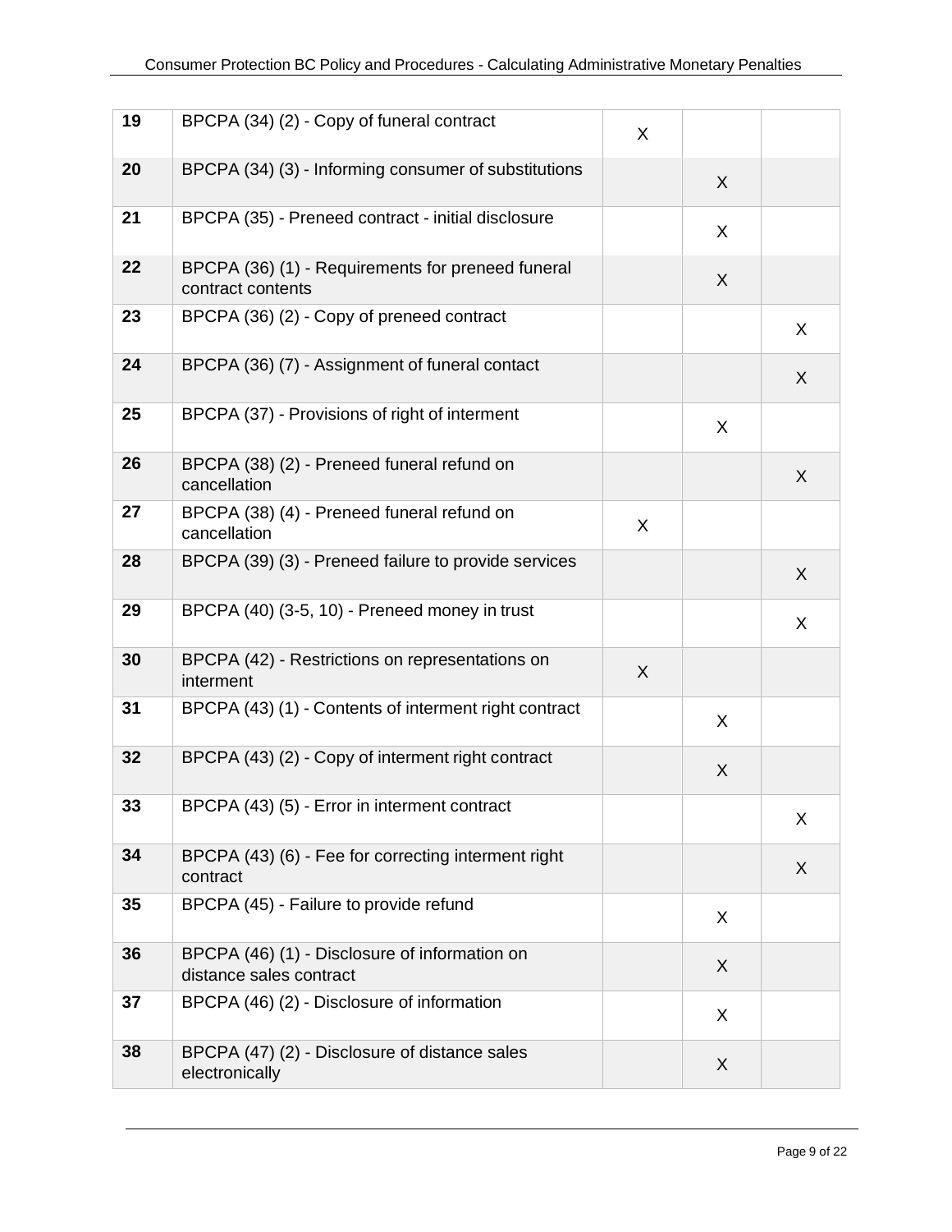| | | | | |
|---|---|---|---|---|
| **19** | BPCPA (34) (2) - Copy of funeral contract | X | | |
| **20** | BPCPA (34) (3) - Informing consumer of substitutions | | X | |
| **21** | BPCPA (35) - Preneed contract - initial disclosure | | X | |
| **22** | BPCPA (36) (1) - Requirements for preneed funeral contract contents | | X | |
| **23** | BPCPA (36) (2) - Copy of preneed contract | | | X |
| **24** | BPCPA (36) (7) - Assignment of funeral contact | | | X |
| **25** | BPCPA (37) - Provisions of right of interment | | X | |
| **26** | BPCPA (38) (2) - Preneed funeral refund on cancellation | | | X |
| **27** | BPCPA (38) (4) - Preneed funeral refund on cancellation | X | | |
| **28** | BPCPA (39) (3) - Preneed failure to provide services | | | X |
| **29** | BPCPA (40) (3-5, 10) - Preneed money in trust | | | X |
| **30** | BPCPA (42) - Restrictions on representations on interment | X | | |
| **31** | BPCPA (43) (1) - Contents of interment right contract | | X | |
| **32** | BPCPA (43) (2) - Copy of interment right contract | | X | |
| **33** | BPCPA (43) (5) - Error in interment contract | | | X |
| **34** | BPCPA (43) (6) - Fee for correcting interment right contract | | | X |
| **35** | BPCPA (45) - Failure to provide refund | | X | |
| **36** | BPCPA (46) (1) - Disclosure of information on distance sales contract | | X | |
| **37** | BPCPA (46) (2) - Disclosure of information | | X | |
| **38** | BPCPA (47) (2) - Disclosure of distance sales electronically | | X | |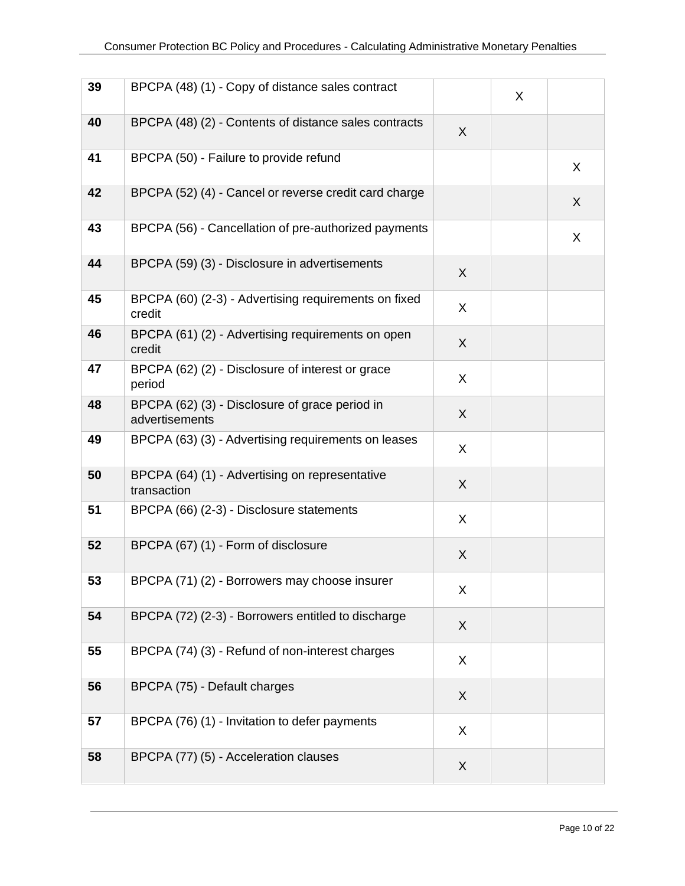| | | | | |
|---|---|---|---|---|
| **39** | BPCPA (48) (1) - Copy of distance sales contract | | X | |
| **40** | BPCPA (48) (2) - Contents of distance sales contracts | X | | |
| **41** | BPCPA (50) - Failure to provide refund | | | X |
| **42** | BPCPA (52) (4) - Cancel or reverse credit card charge | | | X |
| **43** | BPCPA (56) - Cancellation of pre-authorized payments | | | X |
| **44** | BPCPA (59) (3) - Disclosure in advertisements | X | | |
| **45** | BPCPA (60) (2-3) - Advertising requirements on fixed credit | X | | |
| **46** | BPCPA (61) (2) - Advertising requirements on open credit | X | | |
| **47** | BPCPA (62) (2) - Disclosure of interest or grace period | X | | |
| **48** | BPCPA (62) (3) - Disclosure of grace period in advertisements | X | | |
| **49** | BPCPA (63) (3) - Advertising requirements on leases | X | | |
| **50** | BPCPA (64) (1) - Advertising on representative transaction | X | | |
| **51** | BPCPA (66) (2-3) - Disclosure statements | X | | |
| **52** | BPCPA (67) (1) - Form of disclosure | X | | |
| **53** | BPCPA (71) (2) - Borrowers may choose insurer | X | | |
| **54** | BPCPA (72) (2-3) - Borrowers entitled to discharge | X | | |
| **55** | BPCPA (74) (3) - Refund of non-interest charges | X | | |
| **56** | BPCPA (75) - Default charges | X | | |
| **57** | BPCPA (76) (1) - Invitation to defer payments | X | | |
| **58** | BPCPA (77) (5) - Acceleration clauses | X | | |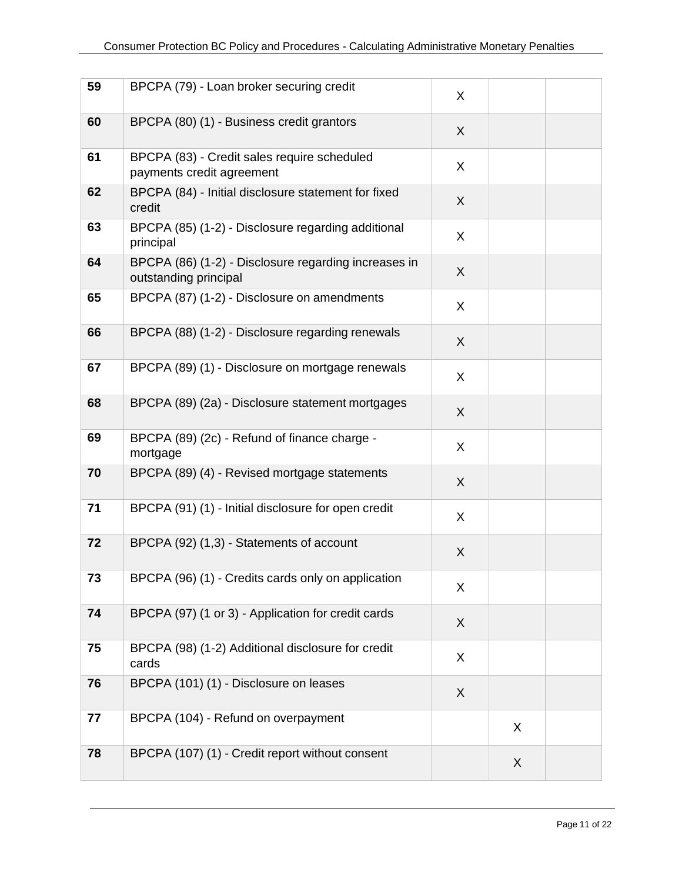| | | | | |
|---|---|---|---|---|
| **59** | BPCPA (79) - Loan broker securing credit | X | | |
| **60** | BPCPA (80) (1) - Business credit grantors | X | | |
| **61** | BPCPA (83) - Credit sales require scheduled payments credit agreement | X | | |
| **62** | BPCPA (84) - Initial disclosure statement for fixed credit | X | | |
| **63** | BPCPA (85) (1-2) - Disclosure regarding additional principal | X | | |
| **64** | BPCPA (86) (1-2) - Disclosure regarding increases in outstanding principal | X | | |
| **65** | BPCPA (87) (1-2) - Disclosure on amendments | X | | |
| **66** | BPCPA (88) (1-2) - Disclosure regarding renewals | X | | |
| **67** | BPCPA (89) (1) - Disclosure on mortgage renewals | X | | |
| **68** | BPCPA (89) (2a) - Disclosure statement mortgages | X | | |
| **69** | BPCPA (89) (2c) - Refund of finance charge - mortgage | X | | |
| **70** | BPCPA (89) (4) - Revised mortgage statements | X | | |
| **71** | BPCPA (91) (1) - Initial disclosure for open credit | X | | |
| **72** | BPCPA (92) (1,3) - Statements of account | X | | |
| **73** | BPCPA (96) (1) - Credits cards only on application | X | | |
| **74** | BPCPA (97) (1 or 3) - Application for credit cards | X | | |
| **75** | BPCPA (98) (1-2) Additional disclosure for credit cards | X | | |
| **76** | BPCPA (101) (1) - Disclosure on leases | X | | |
| **77** | BPCPA (104) - Refund on overpayment | | X | |
| **78** | BPCPA (107) (1) - Credit report without consent | | X | |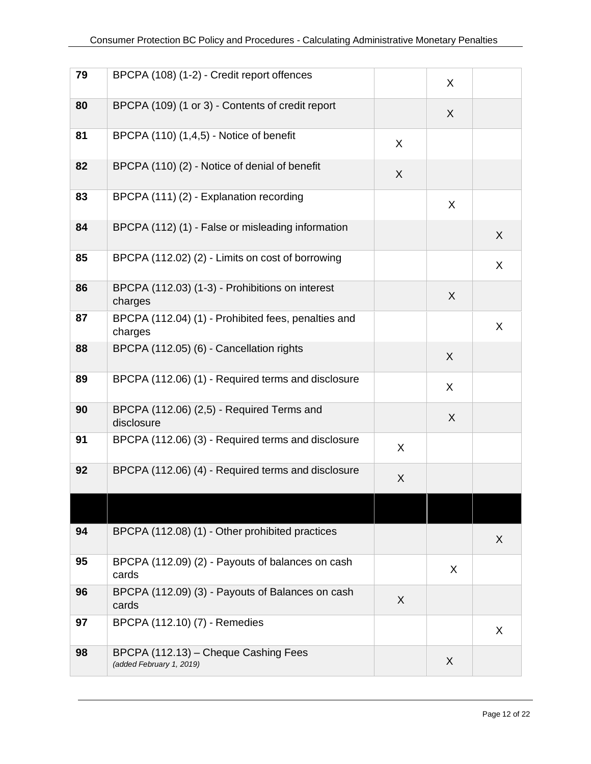| | | | | |
|---|---|---|---|---|
| 79 | BPCPA (108) (1-2) - Credit report offences | | X | |
| 80 | BPCPA (109) (1 or 3) - Contents of credit report | | X | |
| 81 | BPCPA (110) (1,4,5) - Notice of benefit | X | | |
| 82 | BPCPA (110) (2) - Notice of denial of benefit | X | | |
| 83 | BPCPA (111) (2) - Explanation recording | | X | |
| 84 | BPCPA (112) (1) - False or misleading information | | | X |
| 85 | BPCPA (112.02) (2) - Limits on cost of borrowing | | | X |
| 86 | BPCPA (112.03) (1-3) - Prohibitions on interest charges | | X | |
| 87 | BPCPA (112.04) (1) - Prohibited fees, penalties and charges | | | X |
| 88 | BPCPA (112.05) (6) - Cancellation rights | | X | |
| 89 | BPCPA (112.06) (1) - Required terms and disclosure | | X | |
| 90 | BPCPA (112.06) (2,5) - Required Terms and disclosure | | X | |
| 91 | BPCPA (112.06) (3) - Required terms and disclosure | X | | |
| 92 | BPCPA (112.06) (4) - Required terms and disclosure | X | | |
| | | | | |
| 94 | BPCPA (112.08) (1) - Other prohibited practices | | | X |
| 95 | BPCPA (112.09) (2) - Payouts of balances on cash cards | | X | |
| 96 | BPCPA (112.09) (3) - Payouts of Balances on cash cards | X | | |
| 97 | BPCPA (112.10) (7) - Remedies | | | X |
| 98 | BPCPA (112.13) – Cheque Cashing Fees *(added February 1, 2019)* | | X | |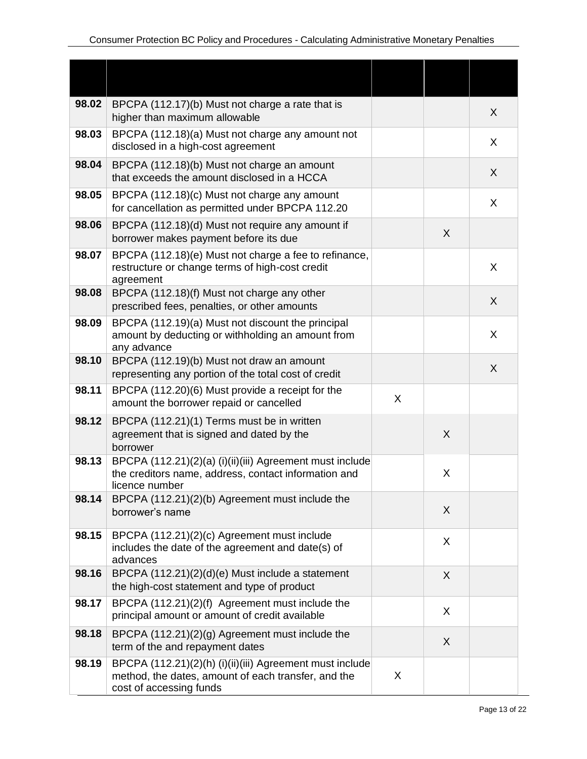| | | | | |
|---|---|---|---|---|
| 98.02 | BPCPA (112.17)(b) Must not charge a rate that is higher than maximum allowable | | | X |
| 98.03 | BPCPA (112.18)(a) Must not charge any amount not disclosed in a high-cost agreement | | | X |
| 98.04 | BPCPA (112.18)(b) Must not charge an amount that exceeds the amount disclosed in a HCCA | | | X |
| 98.05 | BPCPA (112.18)(c) Must not charge any amount for cancellation as permitted under BPCPA 112.20 | | | X |
| 98.06 | BPCPA (112.18)(d) Must not require any amount if borrower makes payment before its due | | X | |
| 98.07 | BPCPA (112.18)(e) Must not charge a fee to refinance, restructure or change terms of high-cost credit agreement | | | X |
| 98.08 | BPCPA (112.18)(f) Must not charge any other prescribed fees, penalties, or other amounts | | | X |
| 98.09 | BPCPA (112.19)(a) Must not discount the principal amount by deducting or withholding an amount from any advance | | | X |
| 98.10 | BPCPA (112.19)(b) Must not draw an amount representing any portion of the total cost of credit | | | X |
| 98.11 | BPCPA (112.20)(6) Must provide a receipt for the amount the borrower repaid or cancelled | X | | |
| 98.12 | BPCPA (112.21)(1) Terms must be in written agreement that is signed and dated by the borrower | | X | |
| 98.13 | BPCPA (112.21)(2)(a) (i)(ii)(iii) Agreement must include the creditors name, address, contact information and licence number | | X | |
| 98.14 | BPCPA (112.21)(2)(b) Agreement must include the borrower's name | | X | |
| 98.15 | BPCPA (112.21)(2)(c) Agreement must include includes the date of the agreement and date(s) of advances | | X | |
| 98.16 | BPCPA (112.21)(2)(d)(e) Must include a statement the high-cost statement and type of product | | X | |
| 98.17 | BPCPA (112.21)(2)(f) Agreement must include the principal amount or amount of credit available | | X | |
| 98.18 | BPCPA (112.21)(2)(g) Agreement must include the term of the and repayment dates | | X | |
| 98.19 | BPCPA (112.21)(2)(h) (i)(ii)(iii) Agreement must include method, the dates, amount of each transfer, and the cost of accessing funds | X | | |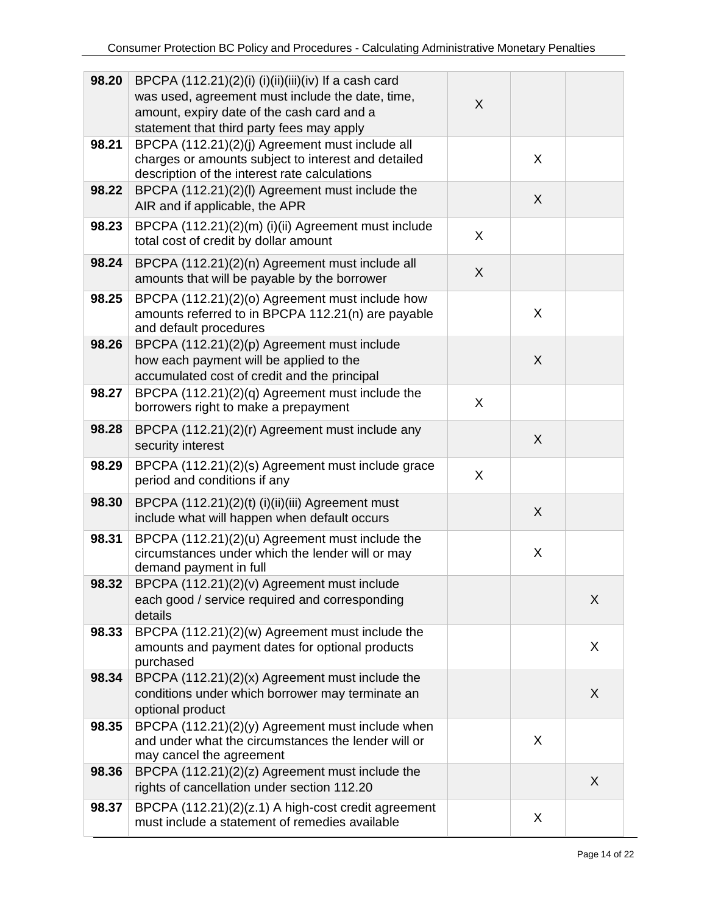| | | | | |
|---|---|---|---|---|
| **98.20** | BPCPA (112.21)(2)(i) (i)(ii)(iii)(iv) If a cash card was used, agreement must include the date, time, amount, expiry date of the cash card and a statement that third party fees may apply | X | | |
| **98.21** | BPCPA (112.21)(2)(j) Agreement must include all charges or amounts subject to interest and detailed description of the interest rate calculations | | X | |
| **98.22** | BPCPA (112.21)(2)(l) Agreement must include the AIR and if applicable, the APR | | X | |
| **98.23** | BPCPA (112.21)(2)(m) (i)(ii) Agreement must include total cost of credit by dollar amount | X | | |
| **98.24** | BPCPA (112.21)(2)(n) Agreement must include all amounts that will be payable by the borrower | X | | |
| **98.25** | BPCPA (112.21)(2)(o) Agreement must include how amounts referred to in BPCPA 112.21(n) are payable and default procedures | | X | |
| **98.26** | BPCPA (112.21)(2)(p) Agreement must include how each payment will be applied to the accumulated cost of credit and the principal | | X | |
| **98.27** | BPCPA (112.21)(2)(q) Agreement must include the borrowers right to make a prepayment | X | | |
| **98.28** | BPCPA (112.21)(2)(r) Agreement must include any security interest | | X | |
| **98.29** | BPCPA (112.21)(2)(s) Agreement must include grace period and conditions if any | X | | |
| **98.30** | BPCPA (112.21)(2)(t) (i)(ii)(iii) Agreement must include what will happen when default occurs | | X | |
| **98.31** | BPCPA (112.21)(2)(u) Agreement must include the circumstances under which the lender will or may demand payment in full | | X | |
| **98.32** | BPCPA (112.21)(2)(v) Agreement must include each good / service required and corresponding details | | | X |
| **98.33** | BPCPA (112.21)(2)(w) Agreement must include the amounts and payment dates for optional products purchased | | | X |
| **98.34** | BPCPA (112.21)(2)(x) Agreement must include the conditions under which borrower may terminate an optional product | | | X |
| **98.35** | BPCPA (112.21)(2)(y) Agreement must include when and under what the circumstances the lender will or may cancel the agreement | | X | |
| **98.36** | BPCPA (112.21)(2)(z) Agreement must include the rights of cancellation under section 112.20 | | | X |
| **98.37** | BPCPA (112.21)(2)(z.1) A high-cost credit agreement must include a statement of remedies available | | X | |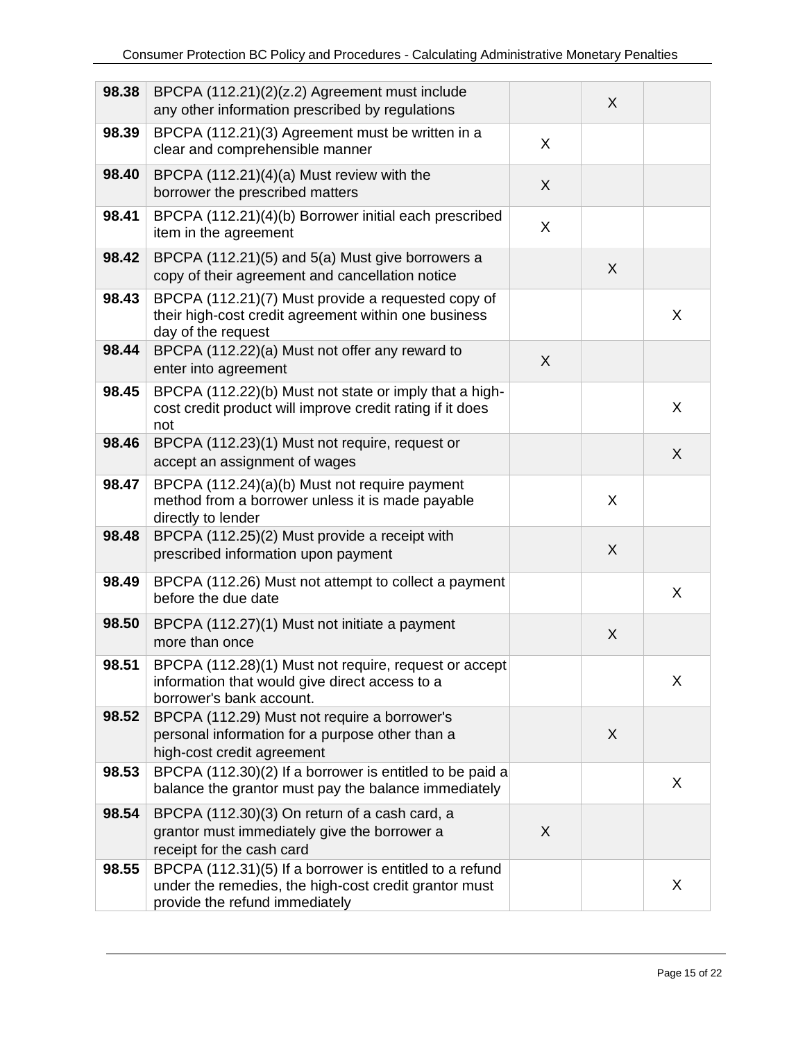| | | | | |
|---|---|---|---|---|
| **98.38** | BPCPA (112.21)(2)(z.2) Agreement must include any other information prescribed by regulations | | X | |
| **98.39** | BPCPA (112.21)(3) Agreement must be written in a clear and comprehensible manner | X | | |
| **98.40** | BPCPA (112.21)(4)(a) Must review with the borrower the prescribed matters | X | | |
| **98.41** | BPCPA (112.21)(4)(b) Borrower initial each prescribed item in the agreement | X | | |
| **98.42** | BPCPA (112.21)(5) and 5(a) Must give borrowers a copy of their agreement and cancellation notice | | X | |
| **98.43** | BPCPA (112.21)(7) Must provide a requested copy of their high-cost credit agreement within one business day of the request | | | X |
| **98.44** | BPCPA (112.22)(a) Must not offer any reward to enter into agreement | X | | |
| **98.45** | BPCPA (112.22)(b) Must not state or imply that a high-cost credit product will improve credit rating if it does not | | | X |
| **98.46** | BPCPA (112.23)(1) Must not require, request or accept an assignment of wages | | | X |
| **98.47** | BPCPA (112.24)(a)(b) Must not require payment method from a borrower unless it is made payable directly to lender | | X | |
| **98.48** | BPCPA (112.25)(2) Must provide a receipt with prescribed information upon payment | | X | |
| **98.49** | BPCPA (112.26) Must not attempt to collect a payment before the due date | | | X |
| **98.50** | BPCPA (112.27)(1) Must not initiate a payment more than once | | X | |
| **98.51** | BPCPA (112.28)(1) Must not require, request or accept information that would give direct access to a borrower's bank account. | | | X |
| **98.52** | BPCPA (112.29) Must not require a borrower's personal information for a purpose other than a high-cost credit agreement | | X | |
| **98.53** | BPCPA (112.30)(2) If a borrower is entitled to be paid a balance the grantor must pay the balance immediately | | | X |
| **98.54** | BPCPA (112.30)(3) On return of a cash card, a grantor must immediately give the borrower a receipt for the cash card | X | | |
| **98.55** | BPCPA (112.31)(5) If a borrower is entitled to a refund under the remedies, the high-cost credit grantor must provide the refund immediately | | | X |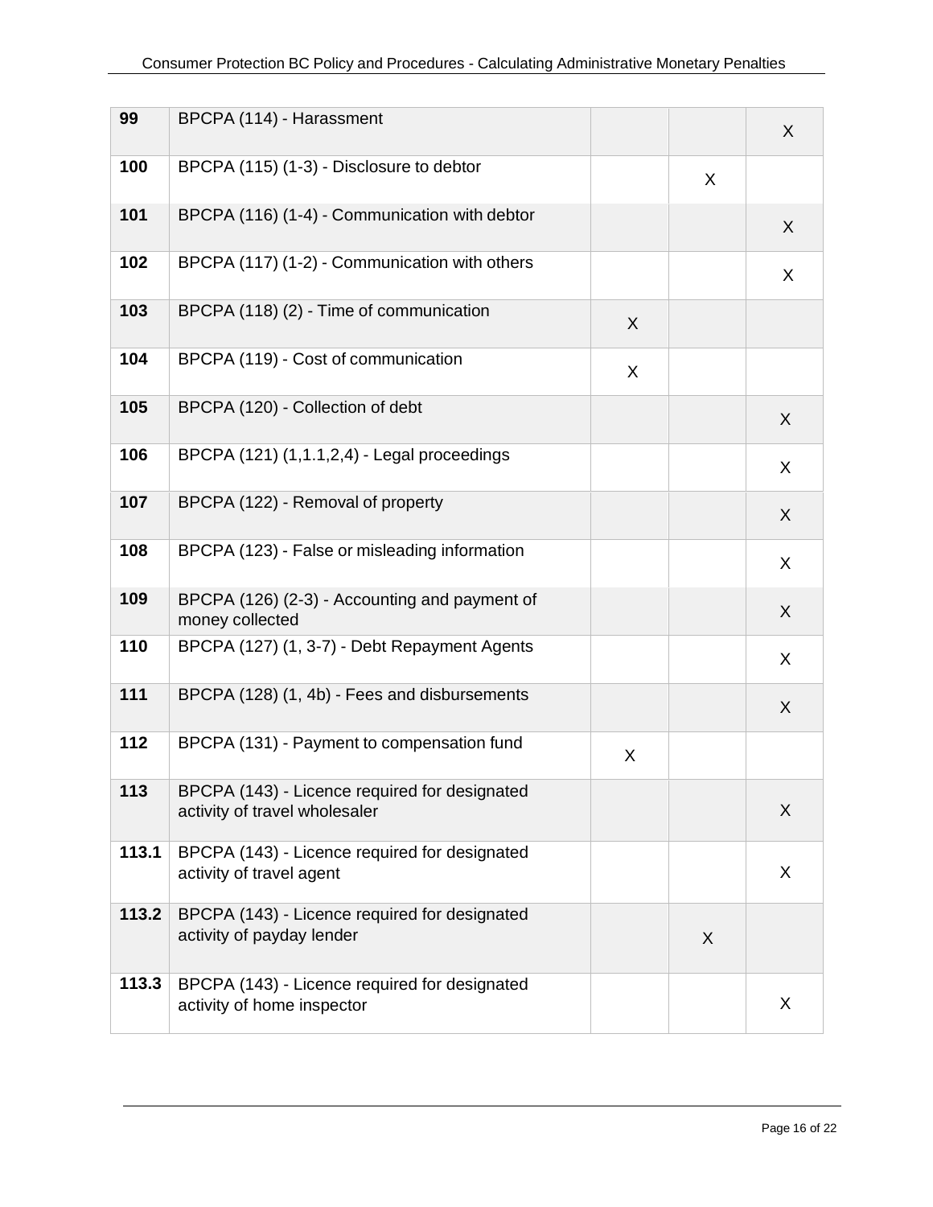| | | | | |
|---|---|---|---|---|
| **99** | BPCPA (114) - Harassment | | | X |
| **100** | BPCPA (115) (1-3) - Disclosure to debtor | | X | |
| **101** | BPCPA (116) (1-4) - Communication with debtor | | | X |
| **102** | BPCPA (117) (1-2) - Communication with others | | | X |
| **103** | BPCPA (118) (2) - Time of communication | X | | |
| **104** | BPCPA (119) - Cost of communication | X | | |
| **105** | BPCPA (120) - Collection of debt | | | X |
| **106** | BPCPA (121) (1,1.1,2,4) - Legal proceedings | | | X |
| **107** | BPCPA (122) - Removal of property | | | X |
| **108** | BPCPA (123) - False or misleading information | | | X |
| **109** | BPCPA (126) (2-3) - Accounting and payment of money collected | | | X |
| **110** | BPCPA (127) (1, 3-7) - Debt Repayment Agents | | | X |
| **111** | BPCPA (128) (1, 4b) - Fees and disbursements | | | X |
| **112** | BPCPA (131) - Payment to compensation fund | X | | |
| **113** | BPCPA (143) - Licence required for designated activity of travel wholesaler | | | X |
| **113.1** | BPCPA (143) - Licence required for designated activity of travel agent | | | X |
| **113.2** | BPCPA (143) - Licence required for designated activity of payday lender | | X | |
| **113.3** | BPCPA (143) - Licence required for designated activity of home inspector | | | X |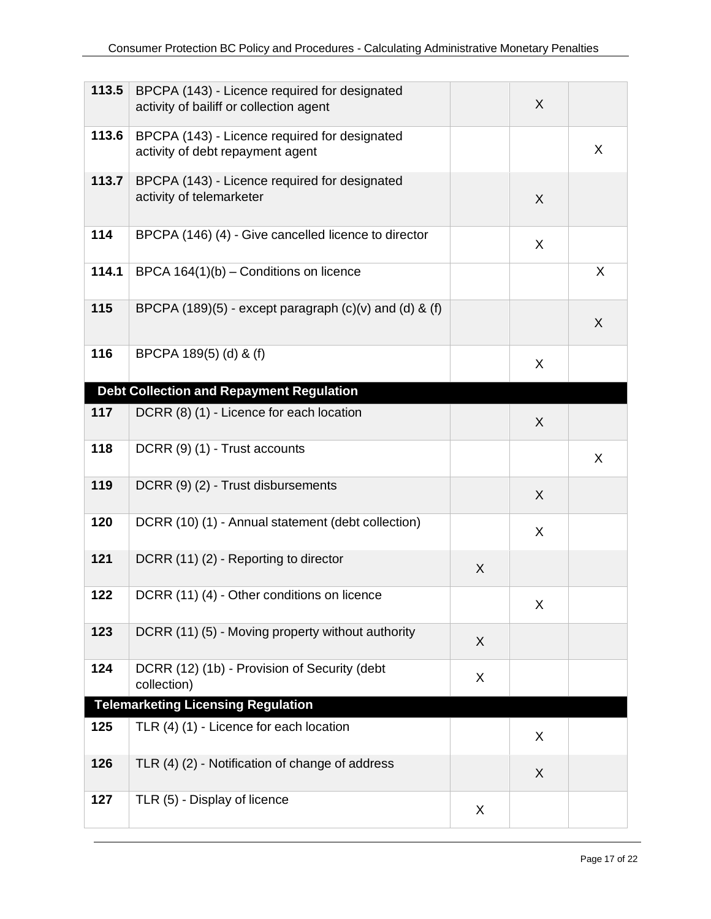| | | | | |
|---|---|---|---|---|
| **113.5** | BPCPA (143) - Licence required for designated activity of bailiff or collection agent | | X | |
| **113.6** | BPCPA (143) - Licence required for designated activity of debt repayment agent | | | X |
| **113.7** | BPCPA (143) - Licence required for designated activity of telemarketer | | X | |
| **114** | BPCPA (146) (4) - Give cancelled licence to director | | X | |
| **114.1** | BPCA 164(1)(b) – Conditions on licence | | | X |
| **115** | BPCPA (189)(5) - except paragraph (c)(v) and (d) & (f) | | | X |
| **116** | BPCPA 189(5) (d) & (f) | | X | |
| **Debt Collection and Repayment Regulation** | | | | |
| **117** | DCRR (8) (1) - Licence for each location | | X | |
| **118** | DCRR (9) (1) - Trust accounts | | | X |
| **119** | DCRR (9) (2) - Trust disbursements | | X | |
| **120** | DCRR (10) (1) - Annual statement (debt collection) | | X | |
| **121** | DCRR (11) (2) - Reporting to director | X | | |
| **122** | DCRR (11) (4) - Other conditions on licence | | X | |
| **123** | DCRR (11) (5) - Moving property without authority | X | | |
| **124** | DCRR (12) (1b) - Provision of Security (debt collection) | X | | |
| **Telemarketing Licensing Regulation** | | | | |
| **125** | TLR (4) (1) - Licence for each location | | X | |
| **126** | TLR (4) (2) - Notification of change of address | | X | |
| **127** | TLR (5) - Display of licence | X | | |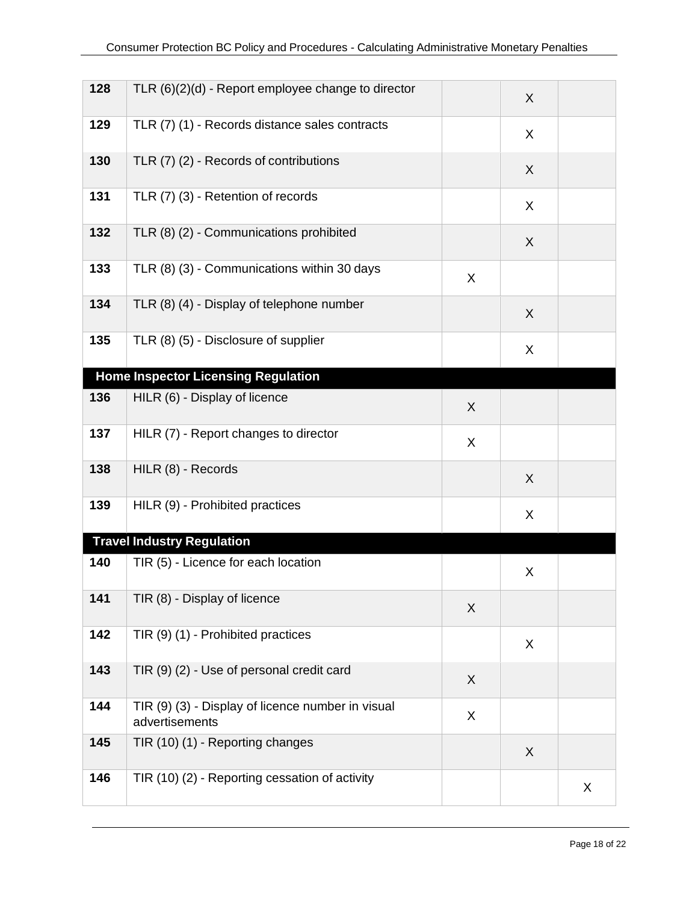| | | | | |
|---|---|---|---|---|
| 128 | TLR (6)(2)(d) - Report employee change to director | | X | |
| 129 | TLR (7) (1) - Records distance sales contracts | | X | |
| 130 | TLR (7) (2) - Records of contributions | | X | |
| 131 | TLR (7) (3) - Retention of records | | X | |
| 132 | TLR (8) (2) - Communications prohibited | | X | |
| 133 | TLR (8) (3) - Communications within 30 days | X | | |
| 134 | TLR (8) (4) - Display of telephone number | | X | |
| 135 | TLR (8) (5) - Disclosure of supplier | | X | |
| **Home Inspector Licensing Regulation** | | | | |
| 136 | HILR (6) - Display of licence | X | | |
| 137 | HILR (7) - Report changes to director | X | | |
| 138 | HILR (8) - Records | | X | |
| 139 | HILR (9) - Prohibited practices | | X | |
| **Travel Industry Regulation** | | | | |
| 140 | TIR (5) - Licence for each location | | X | |
| 141 | TIR (8) - Display of licence | X | | |
| 142 | TIR (9) (1) - Prohibited practices | | X | |
| 143 | TIR (9) (2) - Use of personal credit card | X | | |
| 144 | TIR (9) (3) - Display of licence number in visual advertisements | X | | |
| 145 | TIR (10) (1) - Reporting changes | | X | |
| 146 | TIR (10) (2) - Reporting cessation of activity | | | X |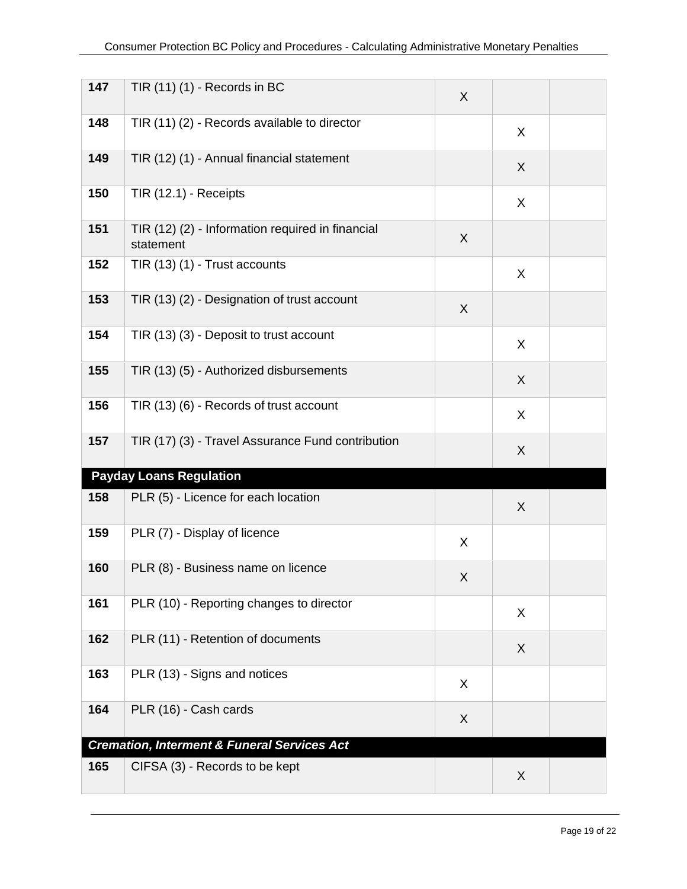| | | | | |
|---|---|---|---|---|
| **147** | TIR (11) (1) - Records in BC | X | | |
| **148** | TIR (11) (2) - Records available to director | | X | |
| **149** | TIR (12) (1) - Annual financial statement | | X | |
| **150** | TIR (12.1) - Receipts | | X | |
| **151** | TIR (12) (2) - Information required in financial statement | X | | |
| **152** | TIR (13) (1) - Trust accounts | | X | |
| **153** | TIR (13) (2) - Designation of trust account | X | | |
| **154** | TIR (13) (3) - Deposit to trust account | | X | |
| **155** | TIR (13) (5) - Authorized disbursements | | X | |
| **156** | TIR (13) (6) - Records of trust account | | X | |
| **157** | TIR (17) (3) - Travel Assurance Fund contribution | | X | |
| **Payday Loans Regulation** | | | | |
| **158** | PLR (5) - Licence for each location | | X | |
| **159** | PLR (7) - Display of licence | X | | |
| **160** | PLR (8) - Business name on licence | X | | |
| **161** | PLR (10) - Reporting changes to director | | X | |
| **162** | PLR (11) - Retention of documents | | X | |
| **163** | PLR (13) - Signs and notices | X | | |
| **164** | PLR (16) - Cash cards | X | | |
| ***Cremation, Interment & Funeral Services Act*** | | | | |
| **165** | CIFSA (3) - Records to be kept | | X | |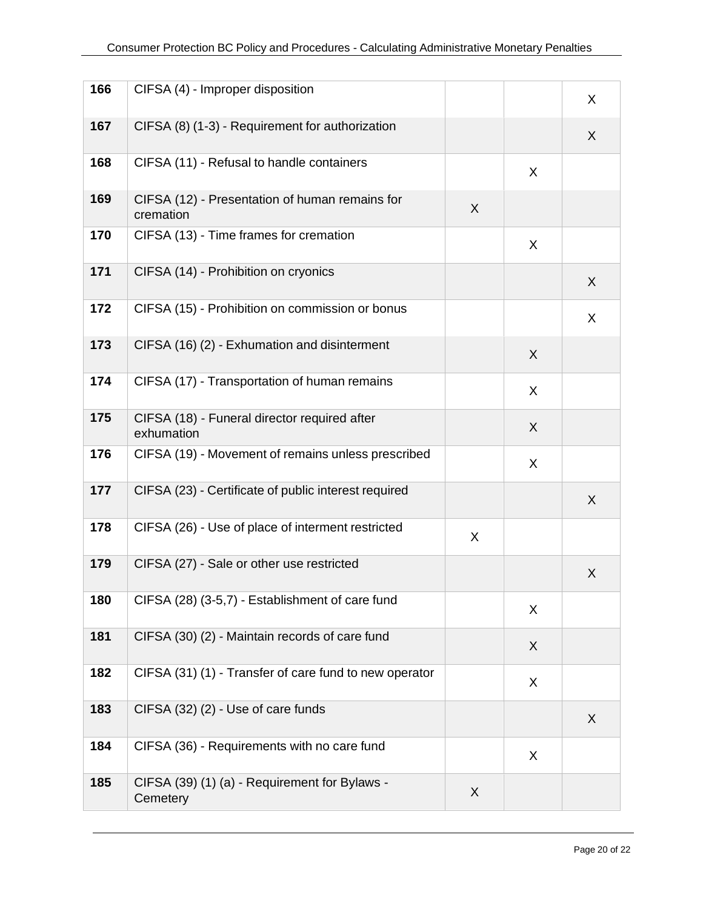| | | | | |
|---|---|---|---|---|
| 166 | CIFSA (4) - Improper disposition | | | X |
| 167 | CIFSA (8) (1-3) - Requirement for authorization | | | X |
| 168 | CIFSA (11) - Refusal to handle containers | | X | |
| 169 | CIFSA (12) - Presentation of human remains for cremation | X | | |
| 170 | CIFSA (13) - Time frames for cremation | | X | |
| 171 | CIFSA (14) - Prohibition on cryonics | | | X |
| 172 | CIFSA (15) - Prohibition on commission or bonus | | | X |
| 173 | CIFSA (16) (2) - Exhumation and disinterment | | X | |
| 174 | CIFSA (17) - Transportation of human remains | | X | |
| 175 | CIFSA (18) - Funeral director required after exhumation | | X | |
| 176 | CIFSA (19) - Movement of remains unless prescribed | | X | |
| 177 | CIFSA (23) - Certificate of public interest required | | | X |
| 178 | CIFSA (26) - Use of place of interment restricted | X | | |
| 179 | CIFSA (27) - Sale or other use restricted | | | X |
| 180 | CIFSA (28) (3-5,7) - Establishment of care fund | | X | |
| 181 | CIFSA (30) (2) - Maintain records of care fund | | X | |
| 182 | CIFSA (31) (1) - Transfer of care fund to new operator | | X | |
| 183 | CIFSA (32) (2) - Use of care funds | | | X |
| 184 | CIFSA (36) - Requirements with no care fund | | X | |
| 185 | CIFSA (39) (1) (a) - Requirement for Bylaws - Cemetery | X | | |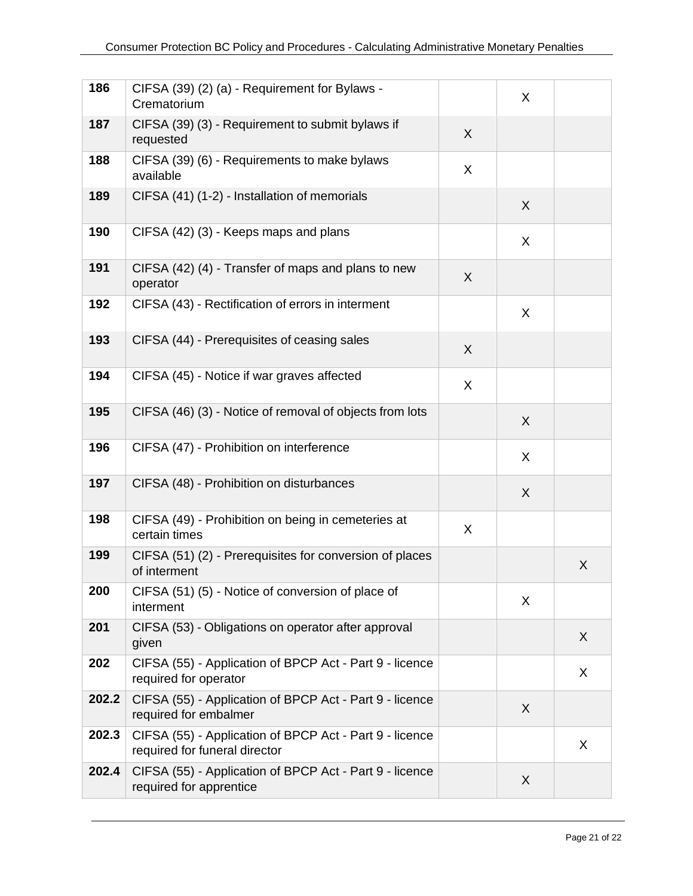| | | | | |
|---|---|---|---|---|
| 186 | CIFSA (39) (2) (a) - Requirement for Bylaws - Crematorium | | X | |
| 187 | CIFSA (39) (3) - Requirement to submit bylaws if requested | X | | |
| 188 | CIFSA (39) (6) - Requirements to make bylaws available | X | | |
| 189 | CIFSA (41) (1-2) - Installation of memorials | | X | |
| 190 | CIFSA (42) (3) - Keeps maps and plans | | X | |
| 191 | CIFSA (42) (4) - Transfer of maps and plans to new operator | X | | |
| 192 | CIFSA (43) - Rectification of errors in interment | | X | |
| 193 | CIFSA (44) - Prerequisites of ceasing sales | X | | |
| 194 | CIFSA (45) - Notice if war graves affected | X | | |
| 195 | CIFSA (46) (3) - Notice of removal of objects from lots | | X | |
| 196 | CIFSA (47) - Prohibition on interference | | X | |
| 197 | CIFSA (48) - Prohibition on disturbances | | X | |
| 198 | CIFSA (49) - Prohibition on being in cemeteries at certain times | X | | |
| 199 | CIFSA (51) (2) - Prerequisites for conversion of places of interment | | | X |
| 200 | CIFSA (51) (5) - Notice of conversion of place of interment | | X | |
| 201 | CIFSA (53) - Obligations on operator after approval given | | | X |
| 202 | CIFSA (55) - Application of BPCP Act - Part 9 - licence required for operator | | | X |
| 202.2 | CIFSA (55) - Application of BPCP Act - Part 9 - licence required for embalmer | | X | |
| 202.3 | CIFSA (55) - Application of BPCP Act - Part 9 - licence required for funeral director | | | X |
| 202.4 | CIFSA (55) - Application of BPCP Act - Part 9 - licence required for apprentice | | X | |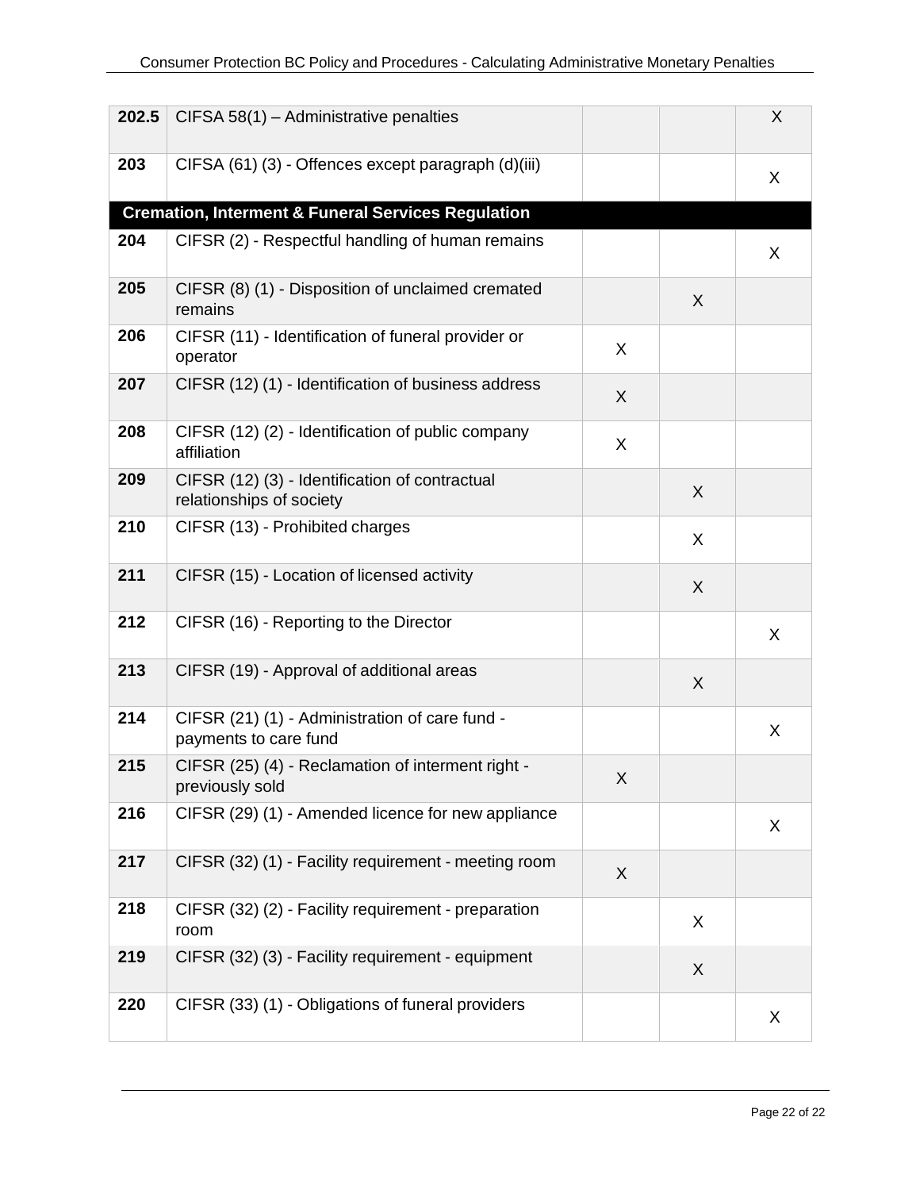| | | | | |
|---|---|---|---|---|
| **202.5** | CIFSA 58(1) – Administrative penalties | | | X |
| **203** | CIFSA (61) (3) - Offences except paragraph (d)(iii) | | | X |
| **Cremation, Interment & Funeral Services Regulation** | | | | |
| **204** | CIFSR (2) - Respectful handling of human remains | | | X |
| **205** | CIFSR (8) (1) - Disposition of unclaimed cremated remains | | X | |
| **206** | CIFSR (11) - Identification of funeral provider or operator | X | | |
| **207** | CIFSR (12) (1) - Identification of business address | X | | |
| **208** | CIFSR (12) (2) - Identification of public company affiliation | X | | |
| **209** | CIFSR (12) (3) - Identification of contractual relationships of society | | X | |
| **210** | CIFSR (13) - Prohibited charges | | X | |
| **211** | CIFSR (15) - Location of licensed activity | | X | |
| **212** | CIFSR (16) - Reporting to the Director | | | X |
| **213** | CIFSR (19) - Approval of additional areas | | X | |
| **214** | CIFSR (21) (1) - Administration of care fund - payments to care fund | | | X |
| **215** | CIFSR (25) (4) - Reclamation of interment right - previously sold | X | | |
| **216** | CIFSR (29) (1) - Amended licence for new appliance | | | X |
| **217** | CIFSR (32) (1) - Facility requirement - meeting room | X | | |
| **218** | CIFSR (32) (2) - Facility requirement - preparation room | | X | |
| **219** | CIFSR (32) (3) - Facility requirement - equipment | | X | |
| **220** | CIFSR (33) (1) - Obligations of funeral providers | | | X |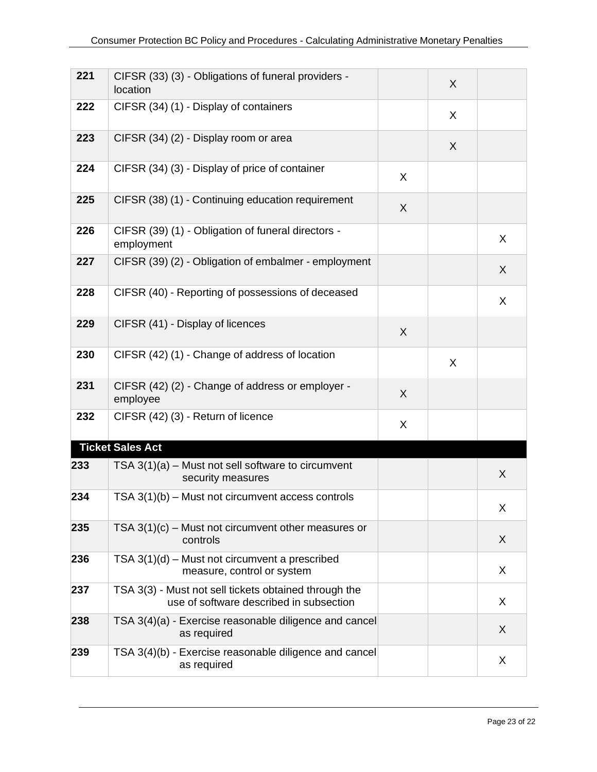| | | | | |
|---|---|---|---|---|
| **221** | CIFSR (33) (3) - Obligations of funeral providers - location | | X | |
| **222** | CIFSR (34) (1) - Display of containers | | X | |
| **223** | CIFSR (34) (2) - Display room or area | | X | |
| **224** | CIFSR (34) (3) - Display of price of container | X | | |
| **225** | CIFSR (38) (1) - Continuing education requirement | X | | |
| **226** | CIFSR (39) (1) - Obligation of funeral directors - employment | | | X |
| **227** | CIFSR (39) (2) - Obligation of embalmer - employment | | | X |
| **228** | CIFSR (40) - Reporting of possessions of deceased | | | X |
| **229** | CIFSR (41) - Display of licences | X | | |
| **230** | CIFSR (42) (1) - Change of address of location | | X | |
| **231** | CIFSR (42) (2) - Change of address or employer - employee | X | | |
| **232** | CIFSR (42) (3) - Return of licence | X | | |
| **Ticket Sales Act** | | | | |
| **233** | TSA 3(1)(a) – Must not sell software to circumvent security measures | | | X |
| **234** | TSA 3(1)(b) – Must not circumvent access controls | | | X |
| **235** | TSA 3(1)(c) – Must not circumvent other measures or controls | | | X |
| **236** | TSA 3(1)(d) – Must not circumvent a prescribed measure, control or system | | | X |
| **237** | TSA 3(3) - Must not sell tickets obtained through the use of software described in subsection | | | X |
| **238** | TSA 3(4)(a) - Exercise reasonable diligence and cancel as required | | | X |
| **239** | TSA 3(4)(b) - Exercise reasonable diligence and cancel as required | | | X |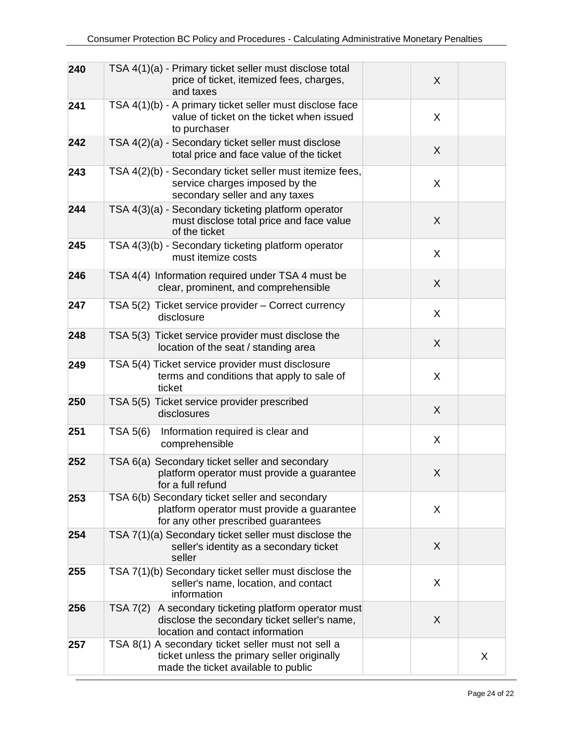| | | | | |
|---|---|---|---|---|
| **240** | TSA 4(1)(a) - Primary ticket seller must disclose total price of ticket, itemized fees, charges, and taxes | | X | |
| **241** | TSA 4(1)(b) - A primary ticket seller must disclose face value of ticket on the ticket when issued to purchaser | | X | |
| **242** | TSA 4(2)(a) - Secondary ticket seller must disclose total price and face value of the ticket | | X | |
| **243** | TSA 4(2)(b) - Secondary ticket seller must itemize fees, service charges imposed by the secondary seller and any taxes | | X | |
| **244** | TSA 4(3)(a) - Secondary ticketing platform operator must disclose total price and face value of the ticket | | X | |
| **245** | TSA 4(3)(b) - Secondary ticketing platform operator must itemize costs | | X | |
| **246** | TSA 4(4) Information required under TSA 4 must be clear, prominent, and comprehensible | | X | |
| **247** | TSA 5(2) Ticket service provider – Correct currency disclosure | | X | |
| **248** | TSA 5(3) Ticket service provider must disclose the location of the seat / standing area | | X | |
| **249** | TSA 5(4) Ticket service provider must disclosure terms and conditions that apply to sale of ticket | | X | |
| **250** | TSA 5(5) Ticket service provider prescribed disclosures | | X | |
| **251** | TSA 5(6) Information required is clear and comprehensible | | X | |
| **252** | TSA 6(a) Secondary ticket seller and secondary platform operator must provide a guarantee for a full refund | | X | |
| **253** | TSA 6(b) Secondary ticket seller and secondary platform operator must provide a guarantee for any other prescribed guarantees | | X | |
| **254** | TSA 7(1)(a) Secondary ticket seller must disclose the seller's identity as a secondary ticket seller | | X | |
| **255** | TSA 7(1)(b) Secondary ticket seller must disclose the seller's name, location, and contact information | | X | |
| **256** | TSA 7(2) A secondary ticketing platform operator must disclose the secondary ticket seller's name, location and contact information | | X | |
| **257** | TSA 8(1) A secondary ticket seller must not sell a ticket unless the primary seller originally made the ticket available to public | | | X |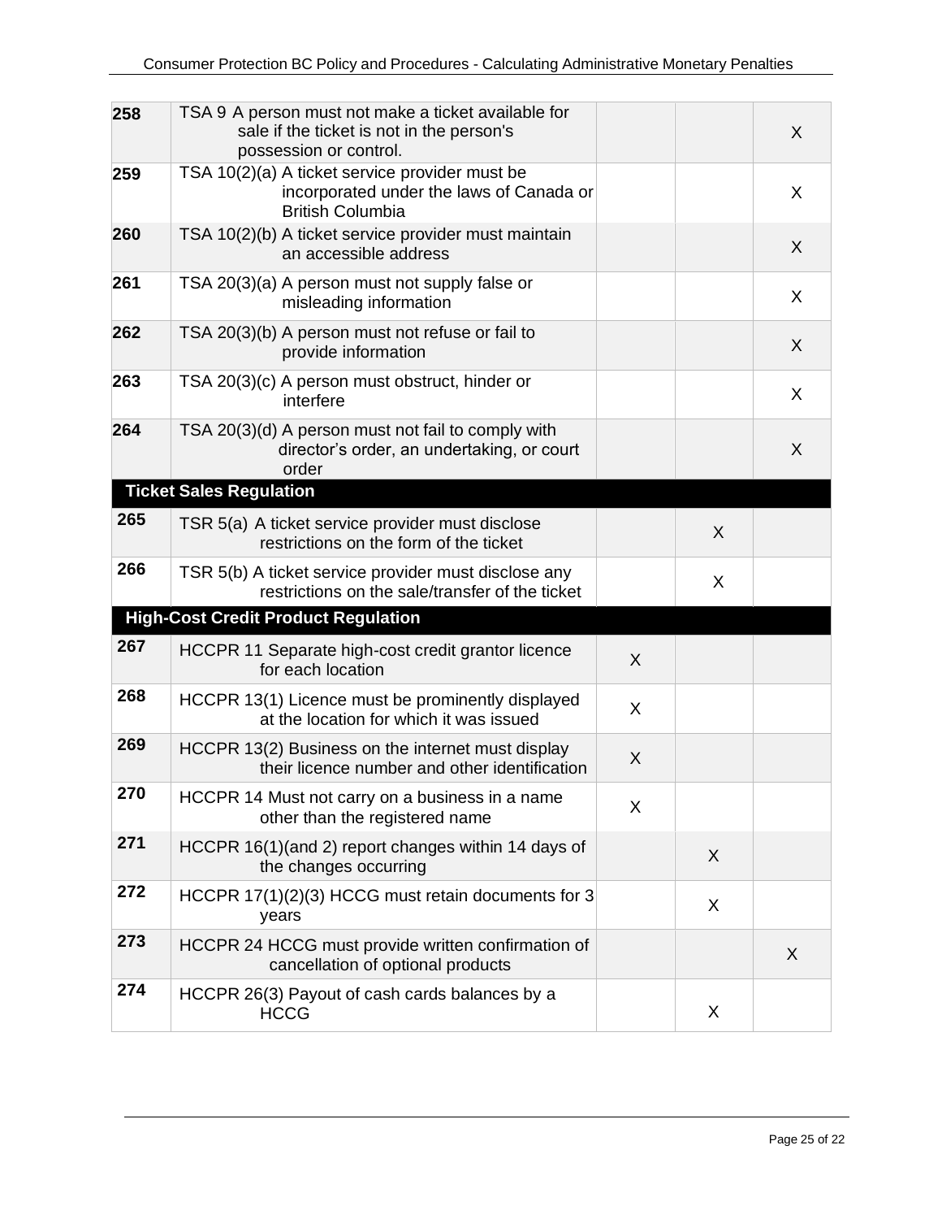| | | | | |
|---|---|---|---|---|
| **258** | TSA 9 A person must not make a ticket available for sale if the ticket is not in the person's possession or control. | | | X |
| **259** | TSA 10(2)(a) A ticket service provider must be incorporated under the laws of Canada or British Columbia | | | X |
| **260** | TSA 10(2)(b) A ticket service provider must maintain an accessible address | | | X |
| **261** | TSA 20(3)(a) A person must not supply false or misleading information | | | X |
| **262** | TSA 20(3)(b) A person must not refuse or fail to provide information | | | X |
| **263** | TSA 20(3)(c) A person must obstruct, hinder or interfere | | | X |
| **264** | TSA 20(3)(d) A person must not fail to comply with director's order, an undertaking, or court order | | | X |
| | **Ticket Sales Regulation** | | | |
| **265** | TSR 5(a) A ticket service provider must disclose restrictions on the form of the ticket | | X | |
| **266** | TSR 5(b) A ticket service provider must disclose any restrictions on the sale/transfer of the ticket | | X | |
| | **High-Cost Credit Product Regulation** | | | |
| **267** | HCCPR 11 Separate high-cost credit grantor licence for each location | X | | |
| **268** | HCCPR 13(1) Licence must be prominently displayed at the location for which it was issued | X | | |
| **269** | HCCPR 13(2) Business on the internet must display their licence number and other identification | X | | |
| **270** | HCCPR 14 Must not carry on a business in a name other than the registered name | X | | |
| **271** | HCCPR 16(1)(and 2) report changes within 14 days of the changes occurring | | X | |
| **272** | HCCPR 17(1)(2)(3) HCCG must retain documents for 3 years | | X | |
| **273** | HCCPR 24 HCCG must provide written confirmation of cancellation of optional products | | | X |
| **274** | HCCPR 26(3) Payout of cash cards balances by a HCCG | | X | |